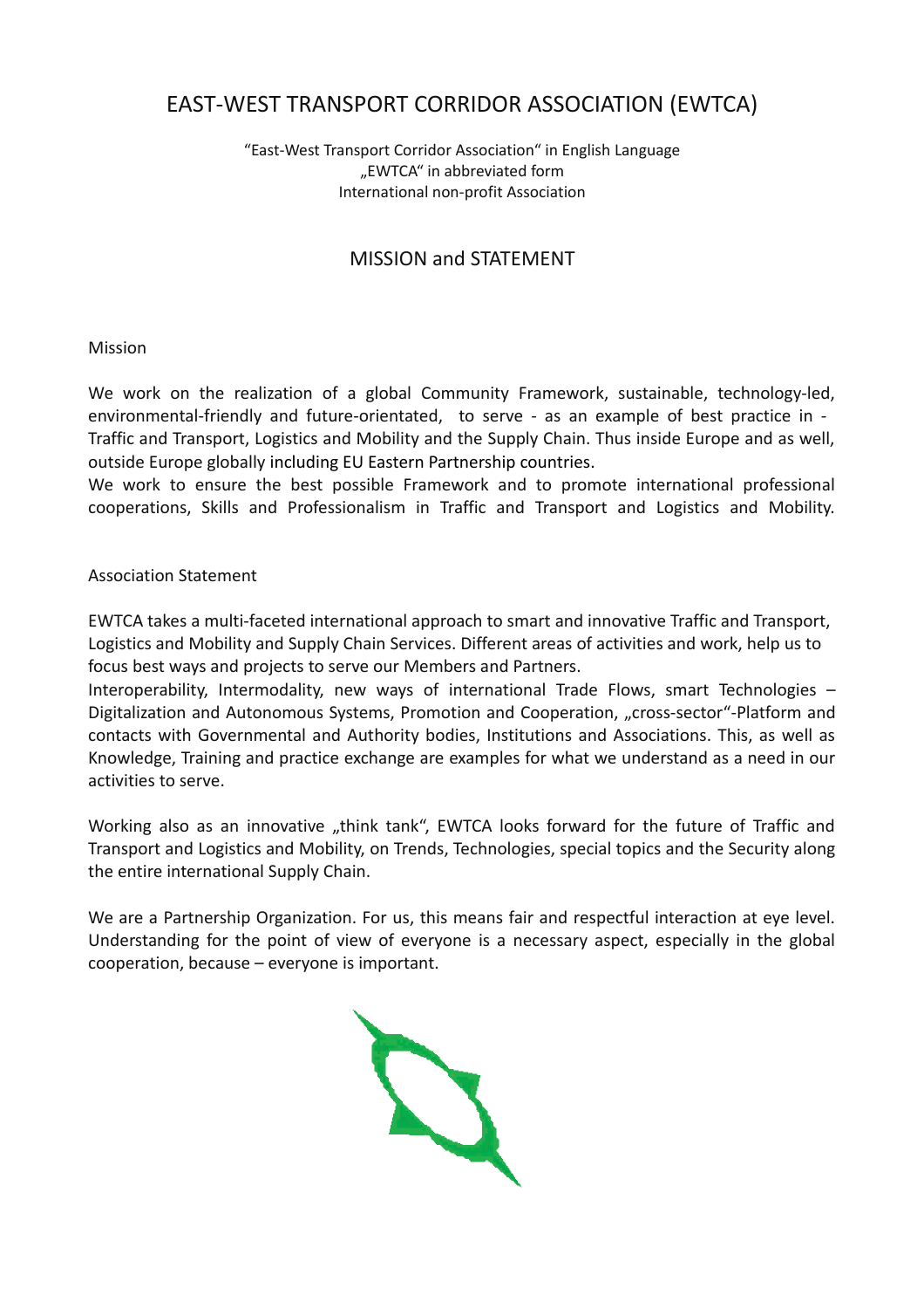# EAST-WEST TRANSPORT CORRIDOR ASSOCIATION (EWTCA)

"East-West Transport Corridor Association" in English Language
„EWTCA" in abbreviated form
International non-profit Association

## MISSION and STATEMENT

### Mission

We work on the realization of a global Community Framework, sustainable, technology-led, environmental-friendly and future-orientated, to serve - as an example of best practice in - Traffic and Transport, Logistics and Mobility and the Supply Chain. Thus inside Europe and as well, outside Europe globally including EU Eastern Partnership countries.

We work to ensure the best possible Framework and to promote international professional cooperations, Skills and Professionalism in Traffic and Transport and Logistics and Mobility.

### Association Statement

EWTCA takes a multi-faceted international approach to smart and innovative Traffic and Transport, Logistics and Mobility and Supply Chain Services. Different areas of activities and work, help us to focus best ways and projects to serve our Members and Partners.

Interoperability, Intermodality, new ways of international Trade Flows, smart Technologies – Digitalization and Autonomous Systems, Promotion and Cooperation, „cross-sector"-Platform and contacts with Governmental and Authority bodies, Institutions and Associations. This, as well as Knowledge, Training and practice exchange are examples for what we understand as a need in our activities to serve.

Working also as an innovative „think tank", EWTCA looks forward for the future of Traffic and Transport and Logistics and Mobility, on Trends, Technologies, special topics and the Security along the entire international Supply Chain.

We are a Partnership Organization. For us, this means fair and respectful interaction at eye level. Understanding for the point of view of everyone is a necessary aspect, especially in the global cooperation, because – everyone is important.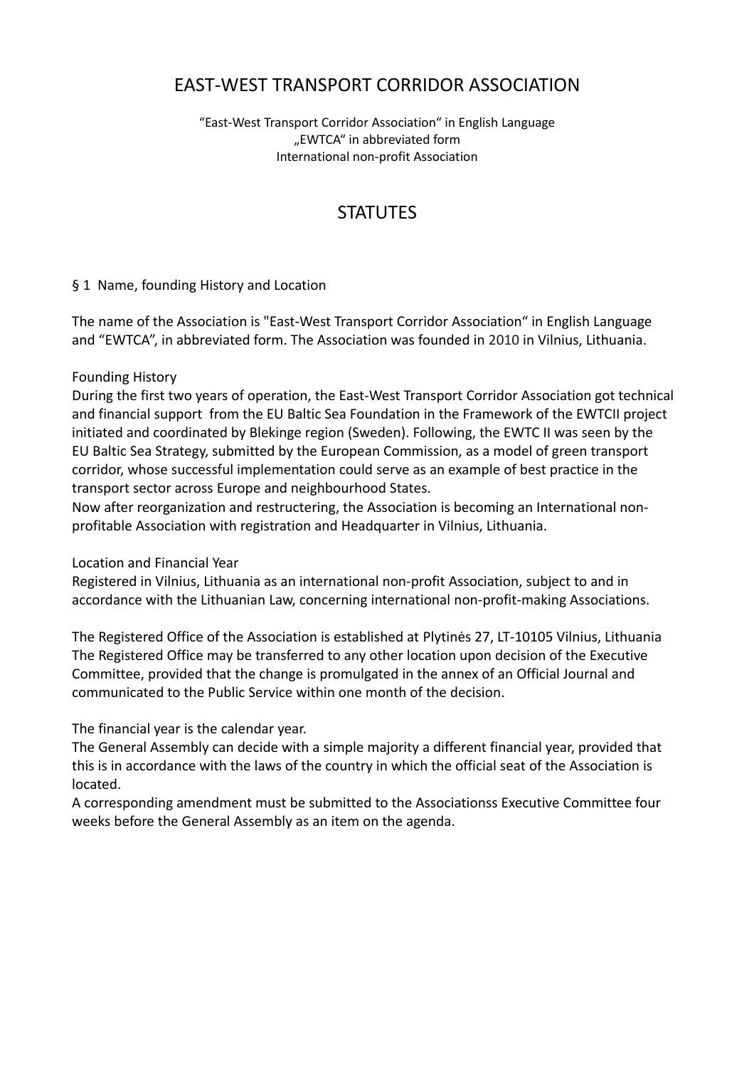# EAST-WEST TRANSPORT CORRIDOR ASSOCIATION

"East-West Transport Corridor Association" in English Language
„EWTCA" in abbreviated form
International non-profit Association

## STATUTES

§ 1 Name, founding History and Location

The name of the Association is "East-West Transport Corridor Association" in English Language and "EWTCA", in abbreviated form. The Association was founded in 2010 in Vilnius, Lithuania.

Founding History
During the first two years of operation, the East-West Transport Corridor Association got technical and financial support from the EU Baltic Sea Foundation in the Framework of the EWTCII project initiated and coordinated by Blekinge region (Sweden). Following, the EWTC II was seen by the EU Baltic Sea Strategy, submitted by the European Commission, as a model of green transport corridor, whose successful implementation could serve as an example of best practice in the transport sector across Europe and neighbourhood States.
Now after reorganization and restructering, the Association is becoming an International non-profitable Association with registration and Headquarter in Vilnius, Lithuania.

Location and Financial Year
Registered in Vilnius, Lithuania as an international non-profit Association, subject to and in accordance with the Lithuanian Law, concerning international non-profit-making Associations.

The Registered Office of the Association is established at Plytinės 27, LT-10105 Vilnius, Lithuania
The Registered Office may be transferred to any other location upon decision of the Executive Committee, provided that the change is promulgated in the annex of an Official Journal and communicated to the Public Service within one month of the decision.

The financial year is the calendar year.
The General Assembly can decide with a simple majority a different financial year, provided that this is in accordance with the laws of the country in which the official seat of the Association is located.
A corresponding amendment must be submitted to the Associationss Executive Committee four weeks before the General Assembly as an item on the agenda.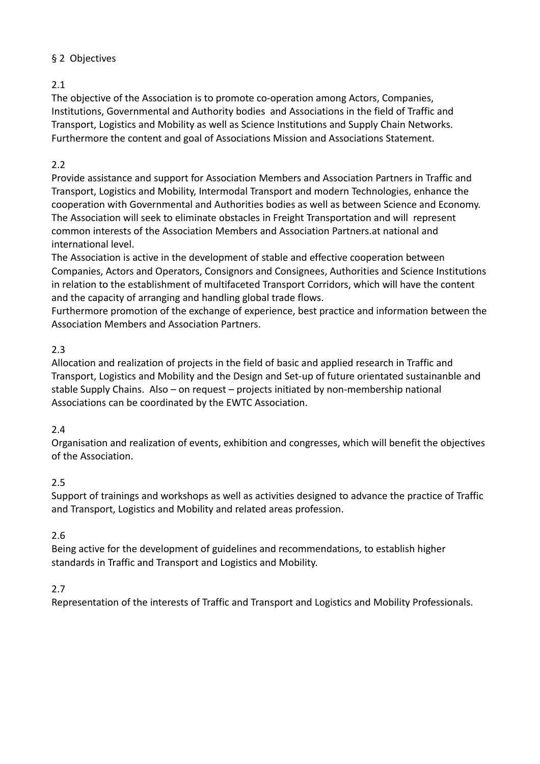## § 2 Objectives

2.1

The objective of the Association is to promote co-operation among Actors, Companies, Institutions, Governmental and Authority bodies and Associations in the field of Traffic and Transport, Logistics and Mobility as well as Science Institutions and Supply Chain Networks. Furthermore the content and goal of Associations Mission and Associations Statement.

2.2

Provide assistance and support for Association Members and Association Partners in Traffic and Transport, Logistics and Mobility, Intermodal Transport and modern Technologies, enhance the cooperation with Governmental and Authorities bodies as well as between Science and Economy. The Association will seek to eliminate obstacles in Freight Transportation and will represent common interests of the Association Members and Association Partners.at national and international level.

The Association is active in the development of stable and effective cooperation between Companies, Actors and Operators, Consignors and Consignees, Authorities and Science Institutions in relation to the establishment of multifaceted Transport Corridors, which will have the content and the capacity of arranging and handling global trade flows.

Furthermore promotion of the exchange of experience, best practice and information between the Association Members and Association Partners.

2.3

Allocation and realization of projects in the field of basic and applied research in Traffic and Transport, Logistics and Mobility and the Design and Set-up of future orientated sustainanble and stable Supply Chains. Also – on request – projects initiated by non-membership national Associations can be coordinated by the EWTC Association.

2.4

Organisation and realization of events, exhibition and congresses, which will benefit the objectives of the Association.

2.5

Support of trainings and workshops as well as activities designed to advance the practice of Traffic and Transport, Logistics and Mobility and related areas profession.

2.6

Being active for the development of guidelines and recommendations, to establish higher standards in Traffic and Transport and Logistics and Mobility.

2.7

Representation of the interests of Traffic and Transport and Logistics and Mobility Professionals.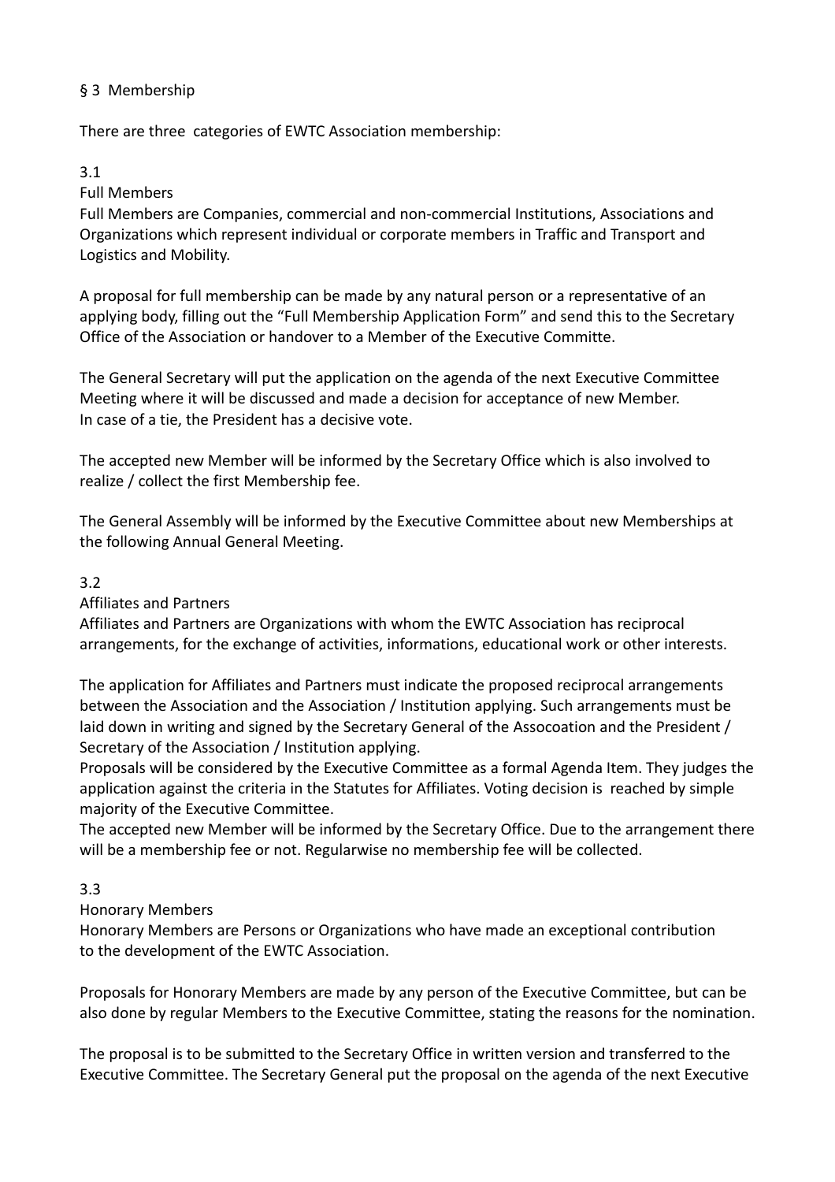## § 3 Membership

There are three categories of EWTC Association membership:

### 3.1

#### Full Members

Full Members are Companies, commercial and non-commercial Institutions, Associations and Organizations which represent individual or corporate members in Traffic and Transport and Logistics and Mobility.

A proposal for full membership can be made by any natural person or a representative of an applying body, filling out the "Full Membership Application Form" and send this to the Secretary Office of the Association or handover to a Member of the Executive Committe.

The General Secretary will put the application on the agenda of the next Executive Committee Meeting where it will be discussed and made a decision for acceptance of new Member. In case of a tie, the President has a decisive vote.

The accepted new Member will be informed by the Secretary Office which is also involved to realize / collect the first Membership fee.

The General Assembly will be informed by the Executive Committee about new Memberships at the following Annual General Meeting.

### 3.2

#### Affiliates and Partners

Affiliates and Partners are Organizations with whom the EWTC Association has reciprocal arrangements, for the exchange of activities, informations, educational work or other interests.

The application for Affiliates and Partners must indicate the proposed reciprocal arrangements between the Association and the Association / Institution applying. Such arrangements must be laid down in writing and signed by the Secretary General of the Assocoation and the President / Secretary of the Association / Institution applying.

Proposals will be considered by the Executive Committee as a formal Agenda Item. They judges the application against the criteria in the Statutes for Affiliates. Voting decision is reached by simple majority of the Executive Committee.

The accepted new Member will be informed by the Secretary Office. Due to the arrangement there will be a membership fee or not. Regularwise no membership fee will be collected.

### 3.3

#### Honorary Members

Honorary Members are Persons or Organizations who have made an exceptional contribution to the development of the EWTC Association.

Proposals for Honorary Members are made by any person of the Executive Committee, but can be also done by regular Members to the Executive Committee, stating the reasons for the nomination.

The proposal is to be submitted to the Secretary Office in written version and transferred to the Executive Committee. The Secretary General put the proposal on the agenda of the next Executive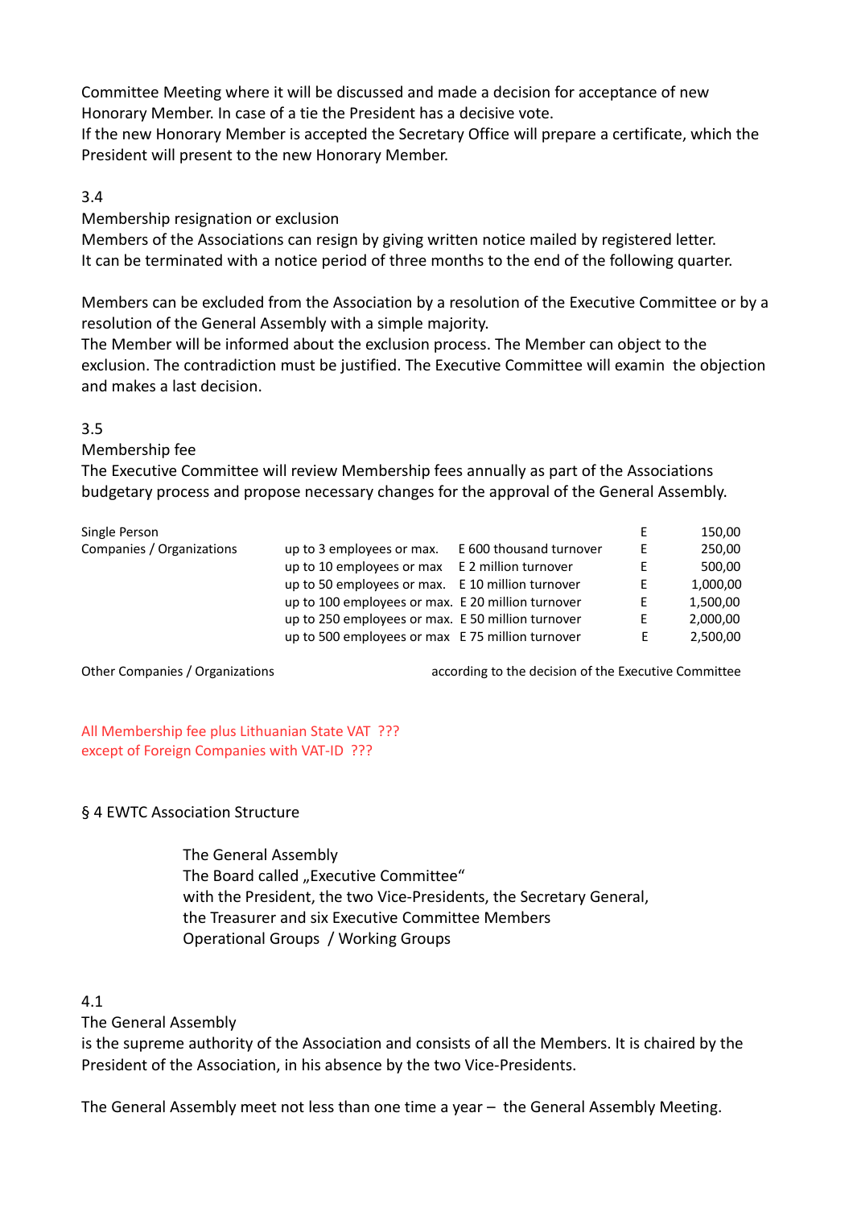Committee Meeting where it will be discussed and made a decision for acceptance of new Honorary Member. In case of a tie the President has a decisive vote.
If the new Honorary Member is accepted the Secretary Office will prepare a certificate, which the President will present to the new Honorary Member.

3.4

Membership resignation or exclusion

Members of the Associations can resign by giving written notice mailed by registered letter.
It can be terminated with a notice period of three months to the end of the following quarter.

Members can be excluded from the Association by a resolution of the Executive Committee or by a resolution of the General Assembly with a simple majority.
The Member will be informed about the exclusion process. The Member can object to the exclusion. The contradiction must be justified. The Executive Committee will examin the objection and makes a last decision.

3.5

Membership fee

The Executive Committee will review Membership fees annually as part of the Associations budgetary process and propose necessary changes for the approval of the General Assembly.

| | | | | |
|---|---|---|---|---|
| Single Person | | | E | 150,00 |
| Companies / Organizations | up to 3 employees or max. | E 600 thousand turnover | E | 250,00 |
| | up to 10 employees or max | E 2 million turnover | E | 500,00 |
| | up to 50 employees or max. | E 10 million turnover | E | 1,000,00 |
| | up to 100 employees or max. | E 20 million turnover | E | 1,500,00 |
| | up to 250 employees or max. | E 50 million turnover | E | 2,000,00 |
| | up to 500 employees or max | E 75 million turnover | E | 2,500,00 |

Other Companies / Organizations according to the decision of the Executive Committee

All Membership fee plus Lithuanian State VAT ???
except of Foreign Companies with VAT-ID ???

§ 4 EWTC Association Structure

The General Assembly
The Board called „Executive Committee"
with the President, the two Vice-Presidents, the Secretary General, the Treasurer and six Executive Committee Members
Operational Groups / Working Groups

4.1

The General Assembly

is the supreme authority of the Association and consists of all the Members. It is chaired by the President of the Association, in his absence by the two Vice-Presidents.

The General Assembly meet not less than one time a year – the General Assembly Meeting.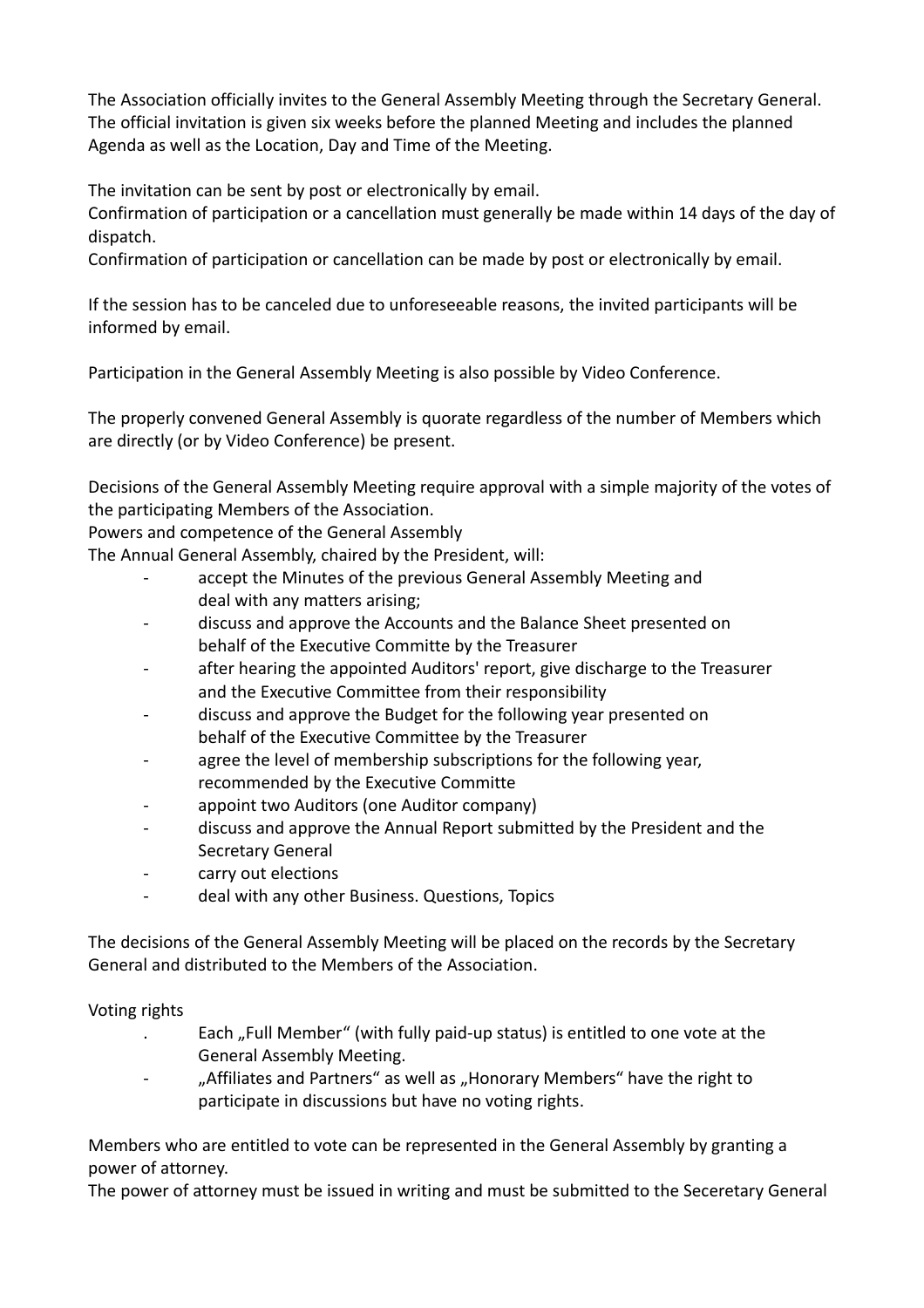The Association officially invites to the General Assembly Meeting through the Secretary General. The official invitation is given six weeks before the planned Meeting and includes the planned Agenda as well as the Location, Day and Time of the Meeting.

The invitation can be sent by post or electronically by email.
Confirmation of participation or a cancellation must generally be made within 14 days of the day of dispatch.
Confirmation of participation or cancellation can be made by post or electronically by email.

If the session has to be canceled due to unforeseeable reasons, the invited participants will be informed by email.

Participation in the General Assembly Meeting is also possible by Video Conference.

The properly convened General Assembly is quorate regardless of the number of Members which are directly (or by Video Conference) be present.

Decisions of the General Assembly Meeting require approval with a simple majority of the votes of the participating Members of the Association.
Powers and competence of the General Assembly
The Annual General Assembly, chaired by the President, will:

- accept the Minutes of the previous General Assembly Meeting and deal with any matters arising;
- discuss and approve the Accounts and the Balance Sheet presented on behalf of the Executive Committe by the Treasurer
- after hearing the appointed Auditors' report, give discharge to the Treasurer and the Executive Committee from their responsibility
- discuss and approve the Budget for the following year presented on behalf of the Executive Committee by the Treasurer
- agree the level of membership subscriptions for the following year, recommended by the Executive Committe
- appoint two Auditors (one Auditor company)
- discuss and approve the Annual Report submitted by the President and the Secretary General
- carry out elections
- deal with any other Business. Questions, Topics

The decisions of the General Assembly Meeting will be placed on the records by the Secretary General and distributed to the Members of the Association.

Voting rights

- Each „Full Member" (with fully paid-up status) is entitled to one vote at the General Assembly Meeting.
- „Affiliates and Partners" as well as „Honorary Members" have the right to participate in discussions but have no voting rights.

Members who are entitled to vote can be represented in the General Assembly by granting a power of attorney.
The power of attorney must be issued in writing and must be submitted to the Seceretary General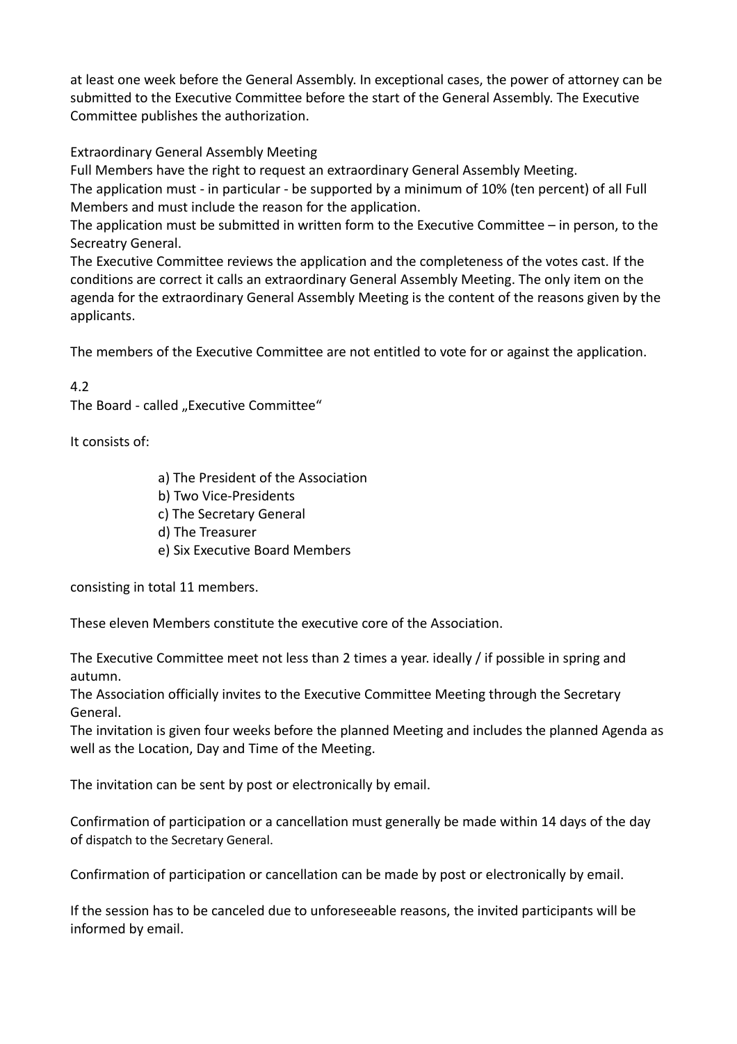at least one week before the General Assembly. In exceptional cases, the power of attorney can be submitted to the Executive Committee before the start of the General Assembly. The Executive Committee publishes the authorization.

Extraordinary General Assembly Meeting
Full Members have the right to request an extraordinary General Assembly Meeting.
The application must - in particular - be supported by a minimum of 10% (ten percent) of all Full Members and must include the reason for the application.
The application must be submitted in written form to the Executive Committee – in person, to the Secreatry General.
The Executive Committee reviews the application and the completeness of the votes cast. If the conditions are correct it calls an extraordinary General Assembly Meeting. The only item on the agenda for the extraordinary General Assembly Meeting is the content of the reasons given by the applicants.

The members of the Executive Committee are not entitled to vote for or against the application.

4.2
The Board - called „Executive Committee“

It consists of:

a) The President of the Association
b) Two Vice-Presidents
c) The Secretary General
d) The Treasurer
e) Six Executive Board Members

consisting in total 11 members.

These eleven Members constitute the executive core of the Association.

The Executive Committee meet not less than 2 times a year. ideally / if possible in spring and autumn.
The Association officially invites to the Executive Committee Meeting through the Secretary General.
The invitation is given four weeks before the planned Meeting and includes the planned Agenda as well as the Location, Day and Time of the Meeting.

The invitation can be sent by post or electronically by email.

Confirmation of participation or a cancellation must generally be made within 14 days of the day of dispatch to the Secretary General.

Confirmation of participation or cancellation can be made by post or electronically by email.

If the session has to be canceled due to unforeseeable reasons, the invited participants will be informed by email.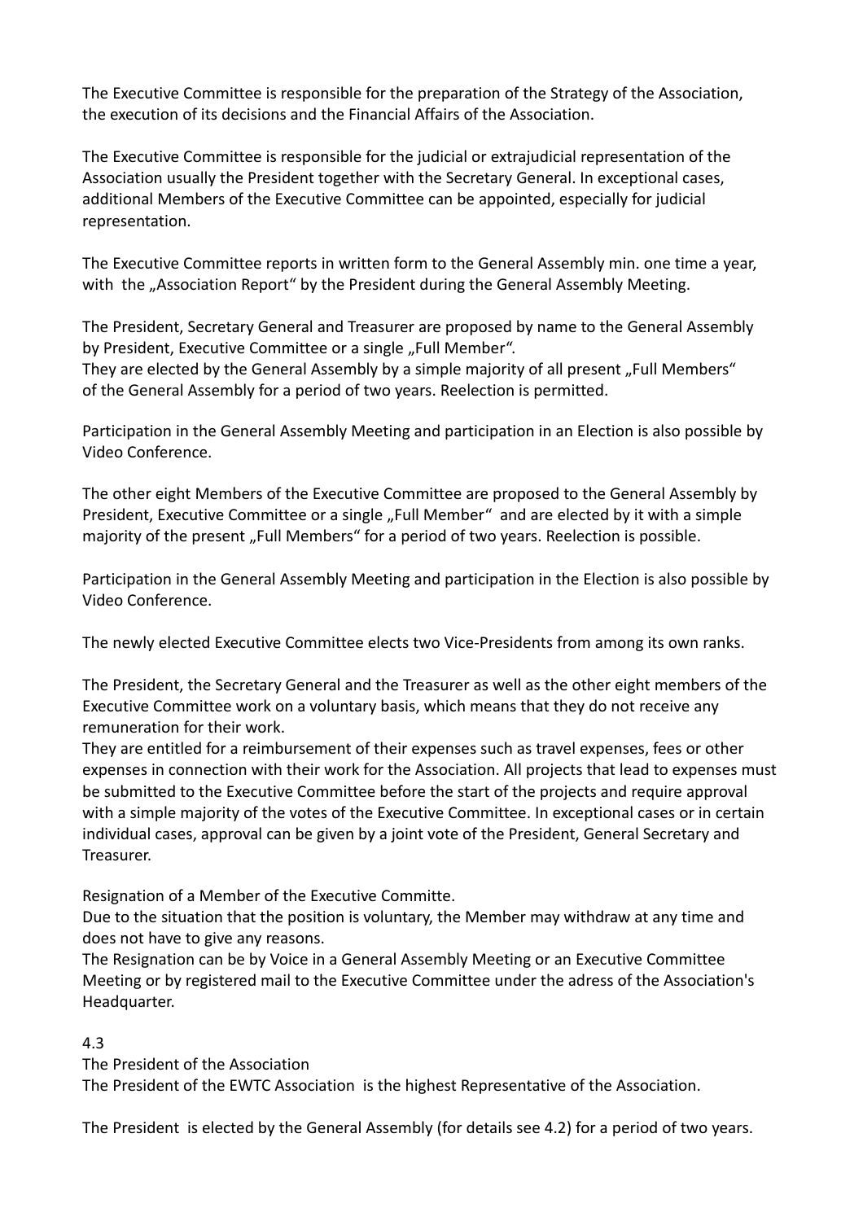The Executive Committee is responsible for the preparation of the Strategy of the Association, the execution of its decisions and the Financial Affairs of the Association.

The Executive Committee is responsible for the judicial or extrajudicial representation of the Association usually the President together with the Secretary General. In exceptional cases, additional Members of the Executive Committee can be appointed, especially for judicial representation.

The Executive Committee reports in written form to the General Assembly min. one time a year, with the „Association Report" by the President during the General Assembly Meeting.

The President, Secretary General and Treasurer are proposed by name to the General Assembly by President, Executive Committee or a single „Full Member".
They are elected by the General Assembly by a simple majority of all present „Full Members" of the General Assembly for a period of two years. Reelection is permitted.

Participation in the General Assembly Meeting and participation in an Election is also possible by Video Conference.

The other eight Members of the Executive Committee are proposed to the General Assembly by President, Executive Committee or a single „Full Member" and are elected by it with a simple majority of the present „Full Members" for a period of two years. Reelection is possible.

Participation in the General Assembly Meeting and participation in the Election is also possible by Video Conference.

The newly elected Executive Committee elects two Vice-Presidents from among its own ranks.

The President, the Secretary General and the Treasurer as well as the other eight members of the Executive Committee work on a voluntary basis, which means that they do not receive any remuneration for their work.
They are entitled for a reimbursement of their expenses such as travel expenses, fees or other expenses in connection with their work for the Association. All projects that lead to expenses must be submitted to the Executive Committee before the start of the projects and require approval with a simple majority of the votes of the Executive Committee. In exceptional cases or in certain individual cases, approval can be given by a joint vote of the President, General Secretary and Treasurer.

Resignation of a Member of the Executive Committe.
Due to the situation that the position is voluntary, the Member may withdraw at any time and does not have to give any reasons.
The Resignation can be by Voice in a General Assembly Meeting or an Executive Committee Meeting or by registered mail to the Executive Committee under the adress of the Association's Headquarter.

4.3
The President of the Association
The President of the EWTC Association is the highest Representative of the Association.

The President is elected by the General Assembly (for details see 4.2) for a period of two years.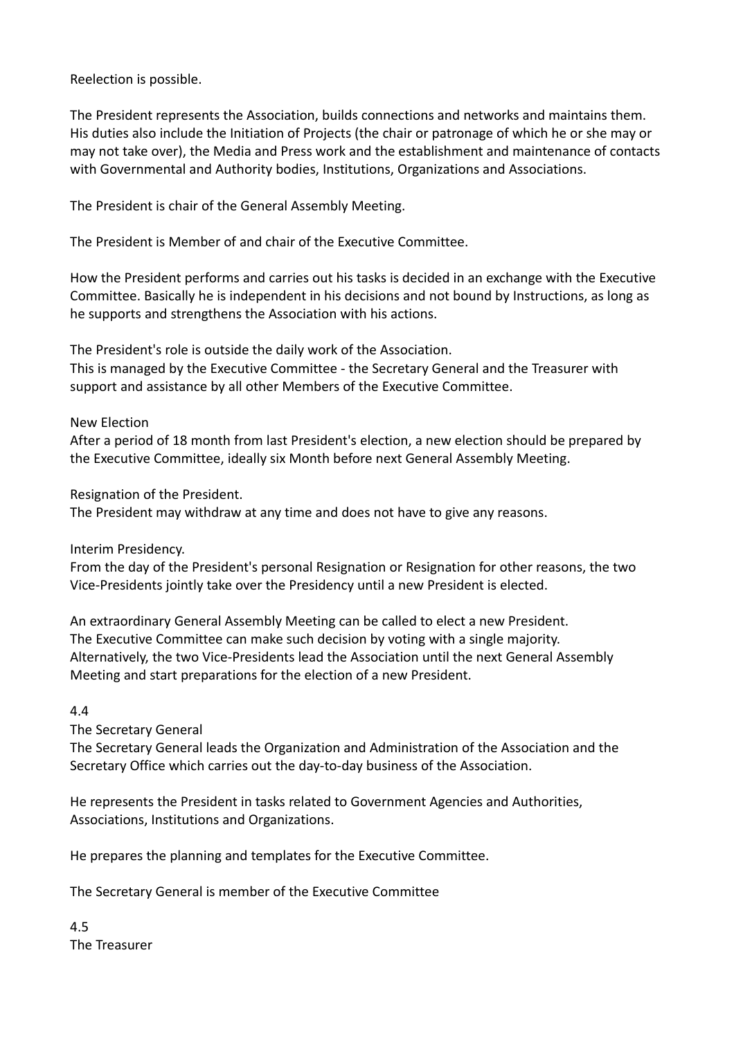Reelection is possible.

The President represents the Association, builds connections and networks and maintains them. His duties also include the Initiation of Projects (the chair or patronage of which he or she may or may not take over), the Media and Press work and the establishment and maintenance of contacts with Governmental and Authority bodies, Institutions, Organizations and Associations.

The President is chair of the General Assembly Meeting.

The President is Member of and chair of the Executive Committee.

How the President performs and carries out his tasks is decided in an exchange with the Executive Committee. Basically he is independent in his decisions and not bound by Instructions, as long as he supports and strengthens the Association with his actions.

The President's role is outside the daily work of the Association.
This is managed by the Executive Committee - the Secretary General and the Treasurer with support and assistance by all other Members of the Executive Committee.

New Election
After a period of 18 month from last President's election, a new election should be prepared by the Executive Committee, ideally six Month before next General Assembly Meeting.

Resignation of the President.
The President may withdraw at any time and does not have to give any reasons.

Interim Presidency.
From the day of the President's personal Resignation or Resignation for other reasons, the two Vice-Presidents jointly take over the Presidency until a new President is elected.

An extraordinary General Assembly Meeting can be called to elect a new President.
The Executive Committee can make such decision by voting with a single majority.
Alternatively, the two Vice-Presidents lead the Association until the next General Assembly Meeting and start preparations for the election of a new President.

4.4
The Secretary General
The Secretary General leads the Organization and Administration of the Association and the Secretary Office which carries out the day-to-day business of the Association.

He represents the President in tasks related to Government Agencies and Authorities, Associations, Institutions and Organizations.

He prepares the planning and templates for the Executive Committee.

The Secretary General is member of the Executive Committee

4.5
The Treasurer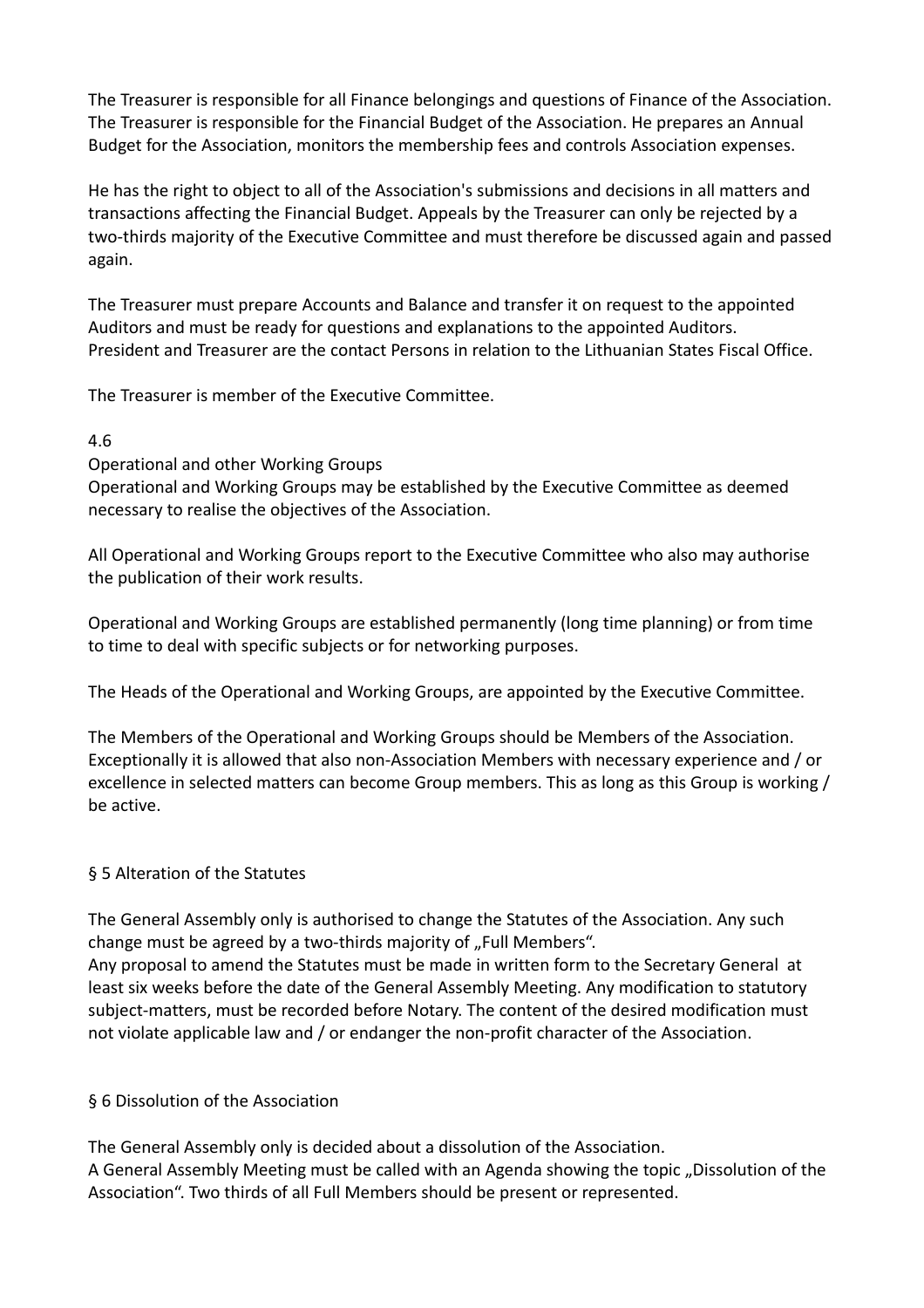The Treasurer is responsible for all Finance belongings and questions of Finance of the Association. The Treasurer is responsible for the Financial Budget of the Association. He prepares an Annual Budget for the Association, monitors the membership fees and controls Association expenses.

He has the right to object to all of the Association's submissions and decisions in all matters and transactions affecting the Financial Budget. Appeals by the Treasurer can only be rejected by a two-thirds majority of the Executive Committee and must therefore be discussed again and passed again.

The Treasurer must prepare Accounts and Balance and transfer it on request to the appointed Auditors and must be ready for questions and explanations to the appointed Auditors.
President and Treasurer are the contact Persons in relation to the Lithuanian States Fiscal Office.

The Treasurer is member of the Executive Committee.

4.6

Operational and other Working Groups

Operational and Working Groups may be established by the Executive Committee as deemed necessary to realise the objectives of the Association.

All Operational and Working Groups report to the Executive Committee who also may authorise the publication of their work results.

Operational and Working Groups are established permanently (long time planning) or from time to time to deal with specific subjects or for networking purposes.

The Heads of the Operational and Working Groups, are appointed by the Executive Committee.

The Members of the Operational and Working Groups should be Members of the Association. Exceptionally it is allowed that also non-Association Members with necessary experience and / or excellence in selected matters can become Group members. This as long as this Group is working / be active.

## § 5 Alteration of the Statutes

The General Assembly only is authorised to change the Statutes of the Association. Any such change must be agreed by a two-thirds majority of „Full Members“.
Any proposal to amend the Statutes must be made in written form to the Secretary General at least six weeks before the date of the General Assembly Meeting. Any modification to statutory subject-matters, must be recorded before Notary. The content of the desired modification must not violate applicable law and / or endanger the non-profit character of the Association.

## § 6 Dissolution of the Association

The General Assembly only is decided about a dissolution of the Association.
A General Assembly Meeting must be called with an Agenda showing the topic „Dissolution of the Association“. Two thirds of all Full Members should be present or represented.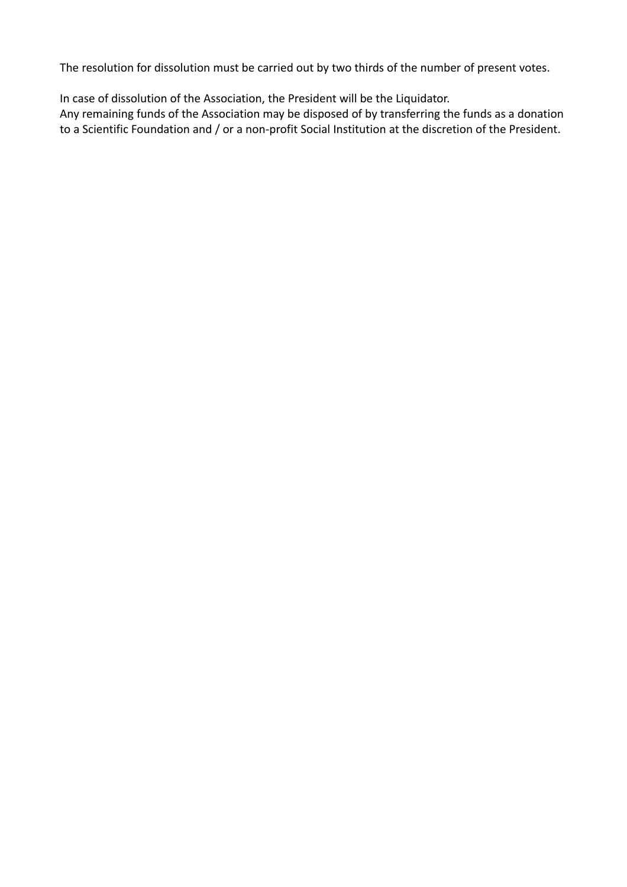The resolution for dissolution must be carried out by two thirds of the number of present votes.

In case of dissolution of the Association, the President will be the Liquidator.
Any remaining funds of the Association may be disposed of by transferring the funds as a donation to a Scientific Foundation and / or a non-profit Social Institution at the discretion of the President.